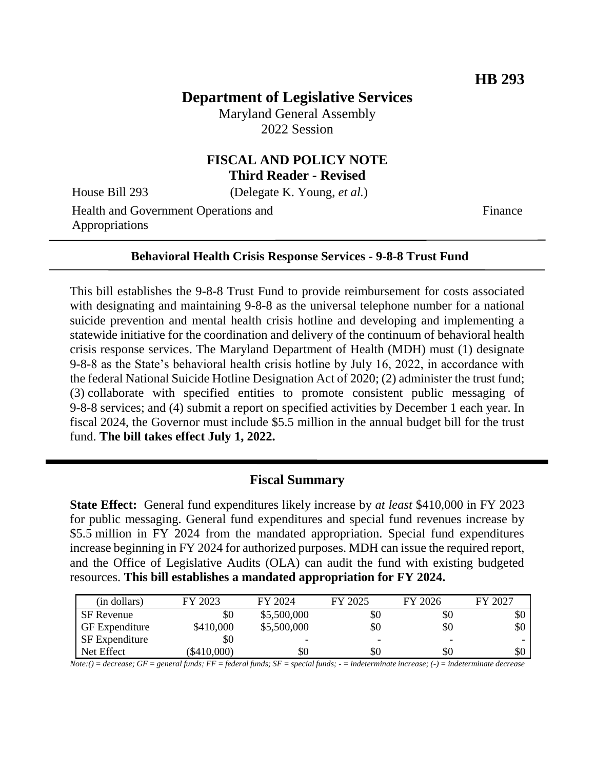**HB 293**

# Department of Legislative Services

Maryland General Assembly
2022 Session

## FISCAL AND POLICY NOTE
**Third Reader - Revised**

House Bill 293 (Delegate K. Young, *et al.*)
Health and Government Operations and Appropriations — Finance

---

**Behavioral Health Crisis Response Services - 9-8-8 Trust Fund**

---

This bill establishes the 9-8-8 Trust Fund to provide reimbursement for costs associated with designating and maintaining 9-8-8 as the universal telephone number for a national suicide prevention and mental health crisis hotline and developing and implementing a statewide initiative for the coordination and delivery of the continuum of behavioral health crisis response services. The Maryland Department of Health (MDH) must (1) designate 9-8-8 as the State's behavioral health crisis hotline by July 16, 2022, in accordance with the federal National Suicide Hotline Designation Act of 2020; (2) administer the trust fund; (3) collaborate with specified entities to promote consistent public messaging of 9-8-8 services; and (4) submit a report on specified activities by December 1 each year. In fiscal 2024, the Governor must include $5.5 million in the annual budget bill for the trust fund. **The bill takes effect July 1, 2022.**

---

## Fiscal Summary

**State Effect:** General fund expenditures likely increase by *at least* $410,000 in FY 2023 for public messaging. General fund expenditures and special fund revenues increase by $5.5 million in FY 2024 from the mandated appropriation. Special fund expenditures increase beginning in FY 2024 for authorized purposes. MDH can issue the required report, and the Office of Legislative Audits (OLA) can audit the fund with existing budgeted resources. **This bill establishes a mandated appropriation for FY 2024.**

| (in dollars) | FY 2023 | FY 2024 | FY 2025 | FY 2026 | FY 2027 |
|---|---|---|---|---|---|
| SF Revenue | $0 | $5,500,000 | $0 | $0 | $0 |
| GF Expenditure | $410,000 | $5,500,000 | $0 | $0 | $0 |
| SF Expenditure | $0 | - | - | - | - |
| Net Effect | ($410,000) | $0 | $0 | $0 | $0 |

*Note:() = decrease; GF = general funds; FF = federal funds; SF = special funds; - = indeterminate increase; (-) = indeterminate decrease*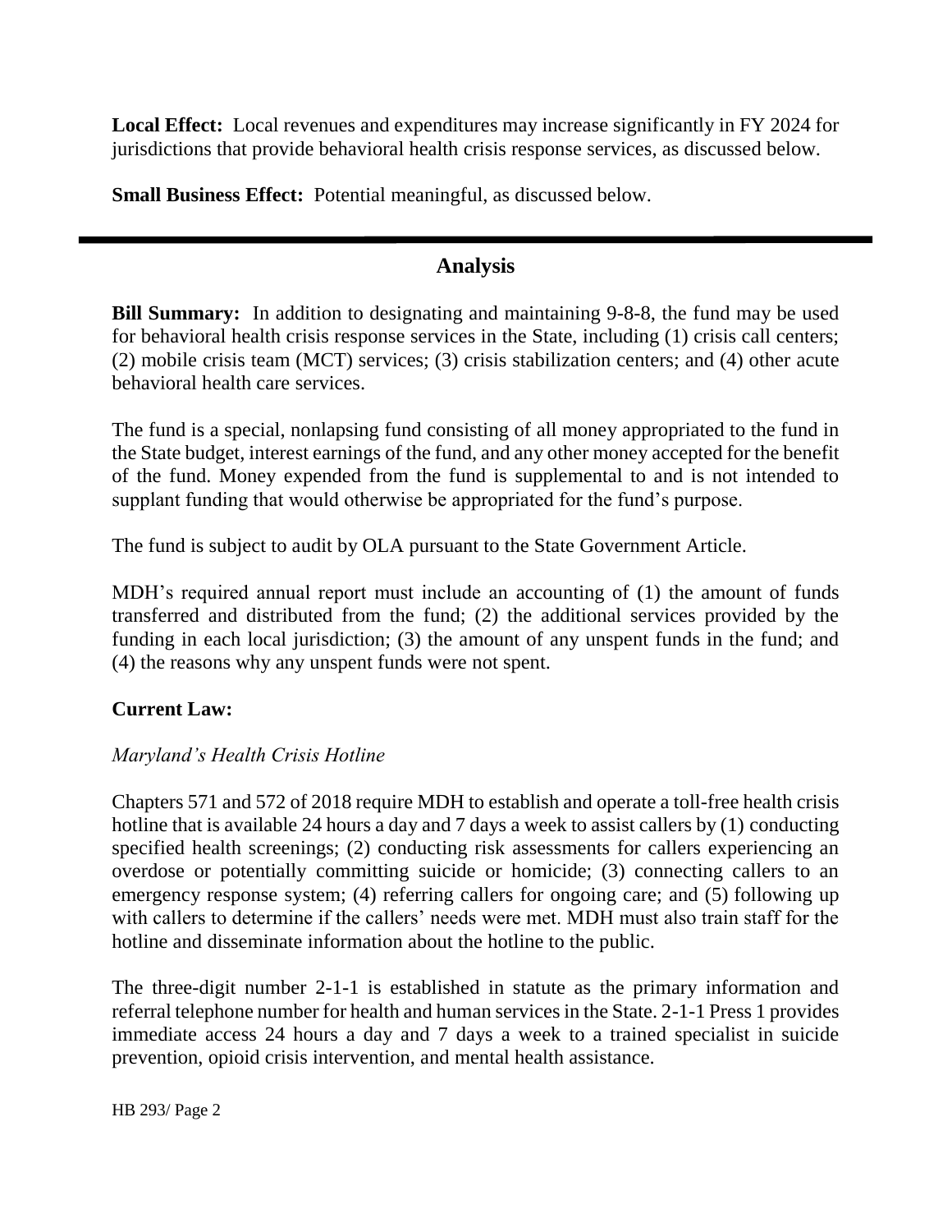**Local Effect:** Local revenues and expenditures may increase significantly in FY 2024 for jurisdictions that provide behavioral health crisis response services, as discussed below.

**Small Business Effect:** Potential meaningful, as discussed below.

---

## Analysis

**Bill Summary:** In addition to designating and maintaining 9-8-8, the fund may be used for behavioral health crisis response services in the State, including (1) crisis call centers; (2) mobile crisis team (MCT) services; (3) crisis stabilization centers; and (4) other acute behavioral health care services.

The fund is a special, nonlapsing fund consisting of all money appropriated to the fund in the State budget, interest earnings of the fund, and any other money accepted for the benefit of the fund. Money expended from the fund is supplemental to and is not intended to supplant funding that would otherwise be appropriated for the fund's purpose.

The fund is subject to audit by OLA pursuant to the State Government Article.

MDH's required annual report must include an accounting of (1) the amount of funds transferred and distributed from the fund; (2) the additional services provided by the funding in each local jurisdiction; (3) the amount of any unspent funds in the fund; and (4) the reasons why any unspent funds were not spent.

**Current Law:**

*Maryland's Health Crisis Hotline*

Chapters 571 and 572 of 2018 require MDH to establish and operate a toll-free health crisis hotline that is available 24 hours a day and 7 days a week to assist callers by (1) conducting specified health screenings; (2) conducting risk assessments for callers experiencing an overdose or potentially committing suicide or homicide; (3) connecting callers to an emergency response system; (4) referring callers for ongoing care; and (5) following up with callers to determine if the callers' needs were met. MDH must also train staff for the hotline and disseminate information about the hotline to the public.

The three-digit number 2-1-1 is established in statute as the primary information and referral telephone number for health and human services in the State. 2-1-1 Press 1 provides immediate access 24 hours a day and 7 days a week to a trained specialist in suicide prevention, opioid crisis intervention, and mental health assistance.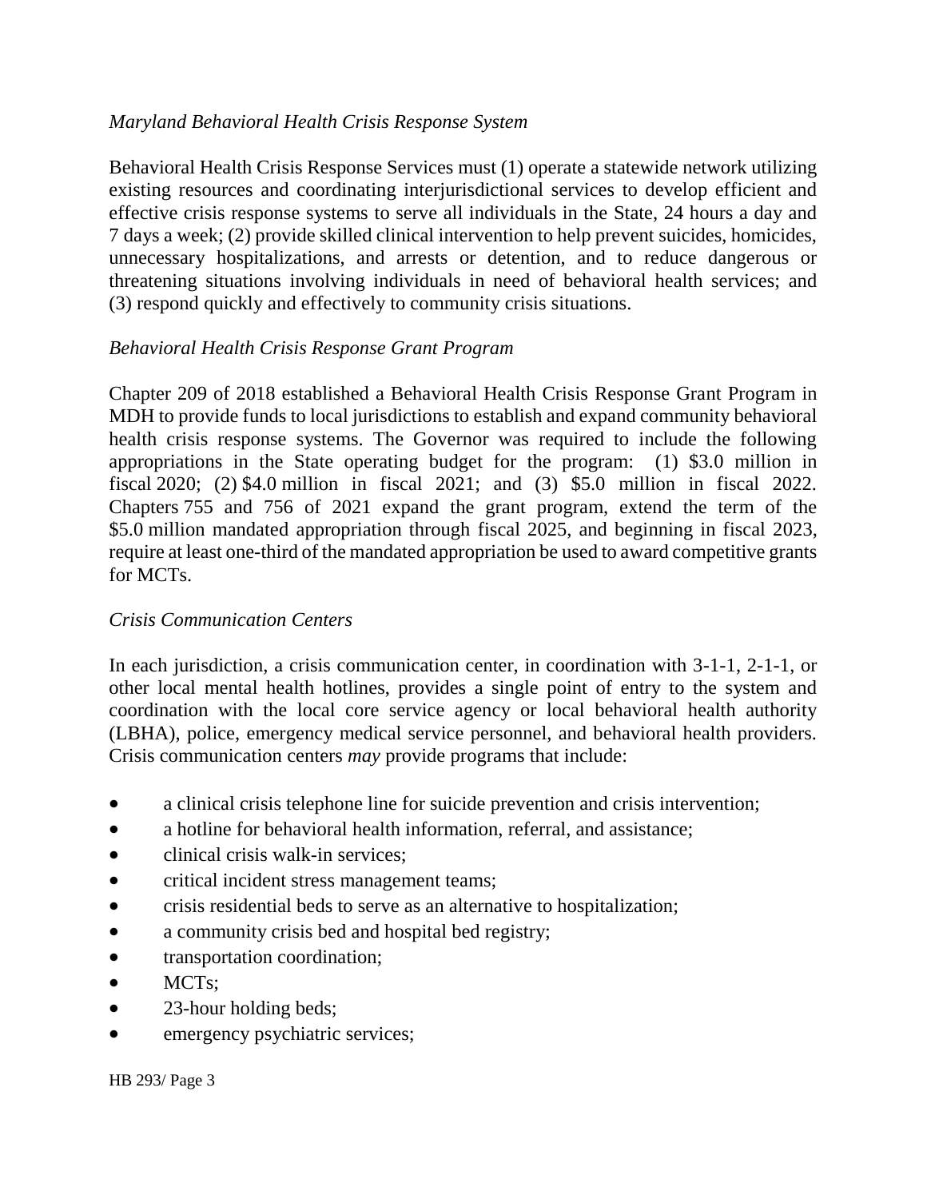*Maryland Behavioral Health Crisis Response System*

Behavioral Health Crisis Response Services must (1) operate a statewide network utilizing existing resources and coordinating interjurisdictional services to develop efficient and effective crisis response systems to serve all individuals in the State, 24 hours a day and 7 days a week; (2) provide skilled clinical intervention to help prevent suicides, homicides, unnecessary hospitalizations, and arrests or detention, and to reduce dangerous or threatening situations involving individuals in need of behavioral health services; and (3) respond quickly and effectively to community crisis situations.

*Behavioral Health Crisis Response Grant Program*

Chapter 209 of 2018 established a Behavioral Health Crisis Response Grant Program in MDH to provide funds to local jurisdictions to establish and expand community behavioral health crisis response systems. The Governor was required to include the following appropriations in the State operating budget for the program: (1) $3.0 million in fiscal 2020; (2) $4.0 million in fiscal 2021; and (3) $5.0 million in fiscal 2022. Chapters 755 and 756 of 2021 expand the grant program, extend the term of the $5.0 million mandated appropriation through fiscal 2025, and beginning in fiscal 2023, require at least one-third of the mandated appropriation be used to award competitive grants for MCTs.

*Crisis Communication Centers*

In each jurisdiction, a crisis communication center, in coordination with 3-1-1, 2-1-1, or other local mental health hotlines, provides a single point of entry to the system and coordination with the local core service agency or local behavioral health authority (LBHA), police, emergency medical service personnel, and behavioral health providers. Crisis communication centers *may* provide programs that include:

- a clinical crisis telephone line for suicide prevention and crisis intervention;
- a hotline for behavioral health information, referral, and assistance;
- clinical crisis walk-in services;
- critical incident stress management teams;
- crisis residential beds to serve as an alternative to hospitalization;
- a community crisis bed and hospital bed registry;
- transportation coordination;
- MCTs;
- 23-hour holding beds;
- emergency psychiatric services;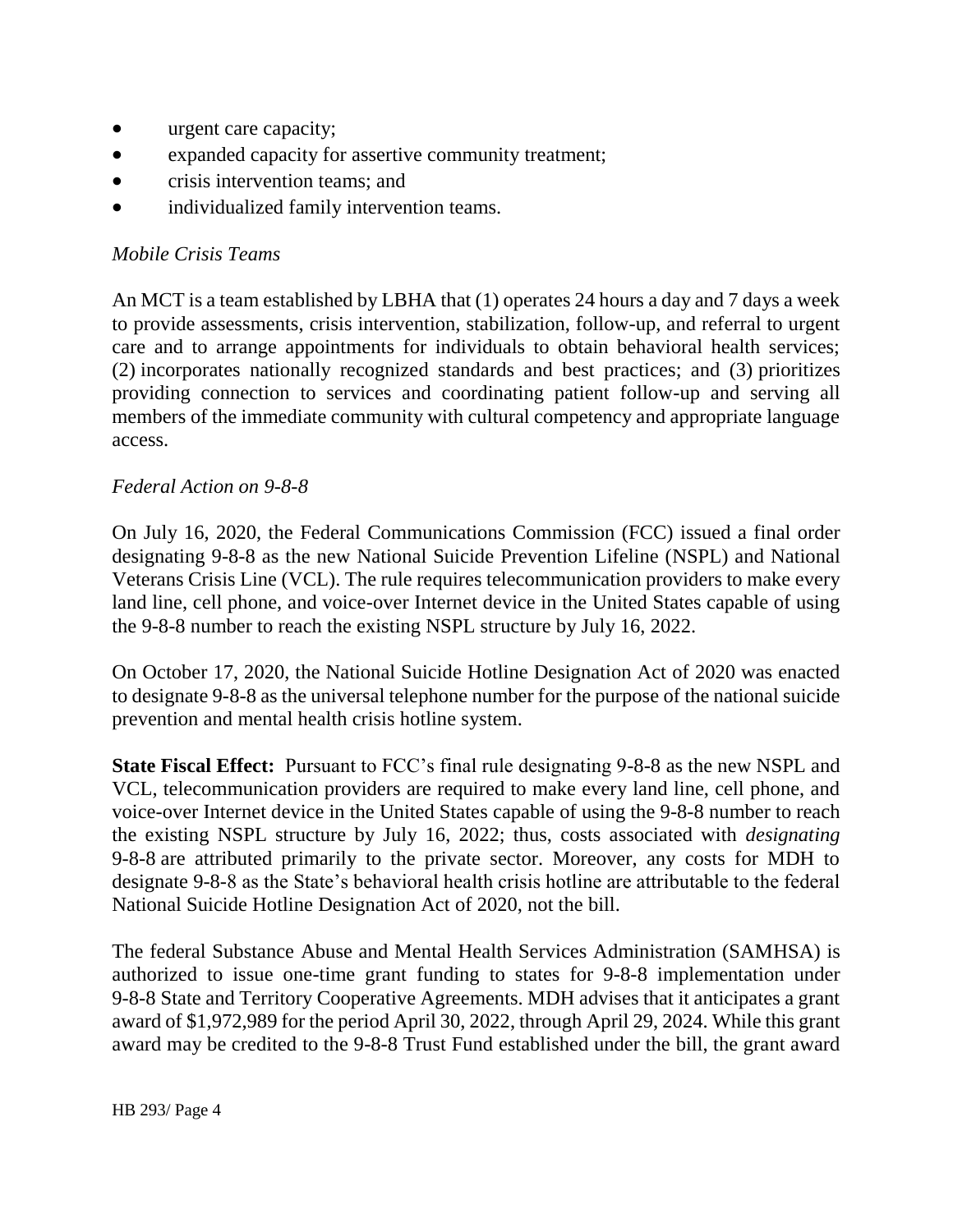- urgent care capacity;
- expanded capacity for assertive community treatment;
- crisis intervention teams; and
- individualized family intervention teams.

*Mobile Crisis Teams*

An MCT is a team established by LBHA that (1) operates 24 hours a day and 7 days a week to provide assessments, crisis intervention, stabilization, follow-up, and referral to urgent care and to arrange appointments for individuals to obtain behavioral health services; (2) incorporates nationally recognized standards and best practices; and (3) prioritizes providing connection to services and coordinating patient follow-up and serving all members of the immediate community with cultural competency and appropriate language access.

*Federal Action on 9-8-8*

On July 16, 2020, the Federal Communications Commission (FCC) issued a final order designating 9-8-8 as the new National Suicide Prevention Lifeline (NSPL) and National Veterans Crisis Line (VCL). The rule requires telecommunication providers to make every land line, cell phone, and voice-over Internet device in the United States capable of using the 9-8-8 number to reach the existing NSPL structure by July 16, 2022.

On October 17, 2020, the National Suicide Hotline Designation Act of 2020 was enacted to designate 9-8-8 as the universal telephone number for the purpose of the national suicide prevention and mental health crisis hotline system.

**State Fiscal Effect:** Pursuant to FCC's final rule designating 9-8-8 as the new NSPL and VCL, telecommunication providers are required to make every land line, cell phone, and voice-over Internet device in the United States capable of using the 9-8-8 number to reach the existing NSPL structure by July 16, 2022; thus, costs associated with *designating* 9-8-8 are attributed primarily to the private sector. Moreover, any costs for MDH to designate 9-8-8 as the State's behavioral health crisis hotline are attributable to the federal National Suicide Hotline Designation Act of 2020, not the bill.

The federal Substance Abuse and Mental Health Services Administration (SAMHSA) is authorized to issue one-time grant funding to states for 9-8-8 implementation under 9-8-8 State and Territory Cooperative Agreements. MDH advises that it anticipates a grant award of $1,972,989 for the period April 30, 2022, through April 29, 2024. While this grant award may be credited to the 9-8-8 Trust Fund established under the bill, the grant award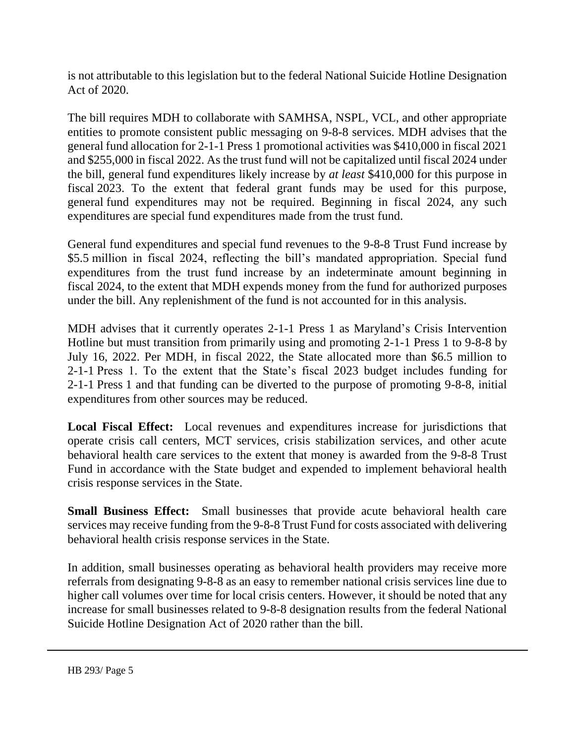is not attributable to this legislation but to the federal National Suicide Hotline Designation Act of 2020.

The bill requires MDH to collaborate with SAMHSA, NSPL, VCL, and other appropriate entities to promote consistent public messaging on 9-8-8 services. MDH advises that the general fund allocation for 2-1-1 Press 1 promotional activities was $410,000 in fiscal 2021 and $255,000 in fiscal 2022. As the trust fund will not be capitalized until fiscal 2024 under the bill, general fund expenditures likely increase by *at least* $410,000 for this purpose in fiscal 2023. To the extent that federal grant funds may be used for this purpose, general fund expenditures may not be required. Beginning in fiscal 2024, any such expenditures are special fund expenditures made from the trust fund.

General fund expenditures and special fund revenues to the 9-8-8 Trust Fund increase by $5.5 million in fiscal 2024, reflecting the bill's mandated appropriation. Special fund expenditures from the trust fund increase by an indeterminate amount beginning in fiscal 2024, to the extent that MDH expends money from the fund for authorized purposes under the bill. Any replenishment of the fund is not accounted for in this analysis.

MDH advises that it currently operates 2-1-1 Press 1 as Maryland's Crisis Intervention Hotline but must transition from primarily using and promoting 2-1-1 Press 1 to 9-8-8 by July 16, 2022. Per MDH, in fiscal 2022, the State allocated more than $6.5 million to 2-1-1 Press 1. To the extent that the State's fiscal 2023 budget includes funding for 2-1-1 Press 1 and that funding can be diverted to the purpose of promoting 9-8-8, initial expenditures from other sources may be reduced.

**Local Fiscal Effect:** Local revenues and expenditures increase for jurisdictions that operate crisis call centers, MCT services, crisis stabilization services, and other acute behavioral health care services to the extent that money is awarded from the 9-8-8 Trust Fund in accordance with the State budget and expended to implement behavioral health crisis response services in the State.

**Small Business Effect:** Small businesses that provide acute behavioral health care services may receive funding from the 9-8-8 Trust Fund for costs associated with delivering behavioral health crisis response services in the State.

In addition, small businesses operating as behavioral health providers may receive more referrals from designating 9-8-8 as an easy to remember national crisis services line due to higher call volumes over time for local crisis centers. However, it should be noted that any increase for small businesses related to 9-8-8 designation results from the federal National Suicide Hotline Designation Act of 2020 rather than the bill.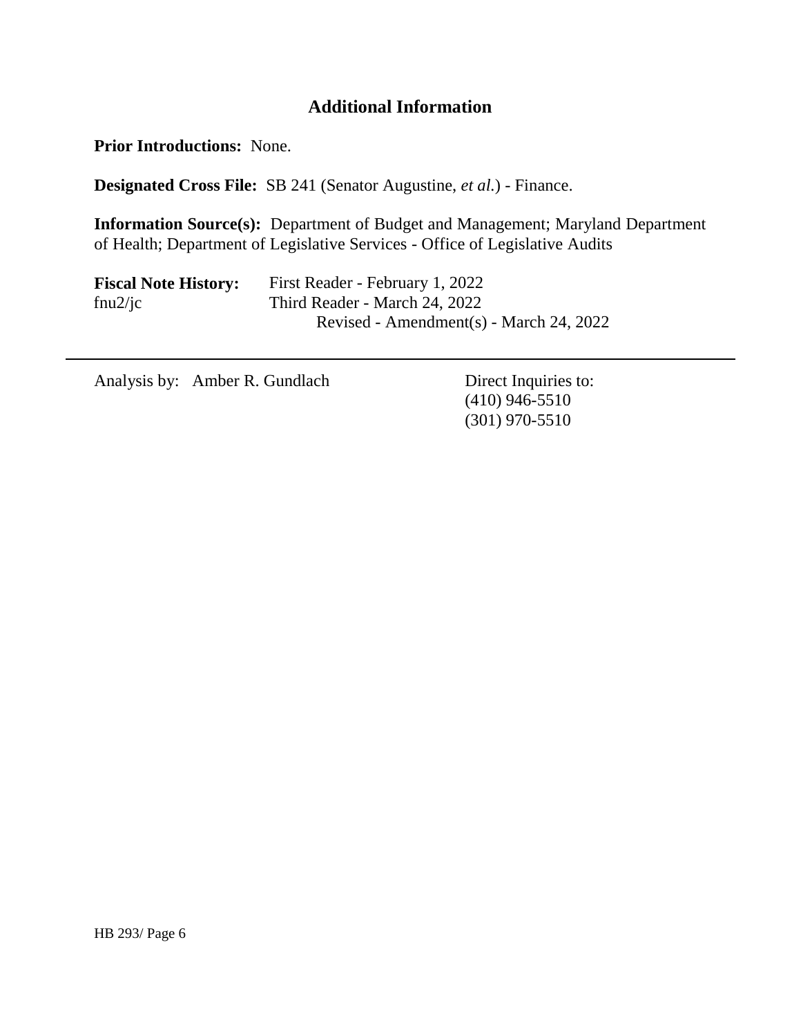## Additional Information

**Prior Introductions:** None.

**Designated Cross File:** SB 241 (Senator Augustine, *et al.*) - Finance.

**Information Source(s):** Department of Budget and Management; Maryland Department of Health; Department of Legislative Services - Office of Legislative Audits

**Fiscal Note History:** First Reader - February 1, 2022
fnu2/jc Third Reader - March 24, 2022
Revised - Amendment(s) - March 24, 2022

---

Analysis by: Amber R. Gundlach

Direct Inquiries to:
(410) 946-5510
(301) 970-5510